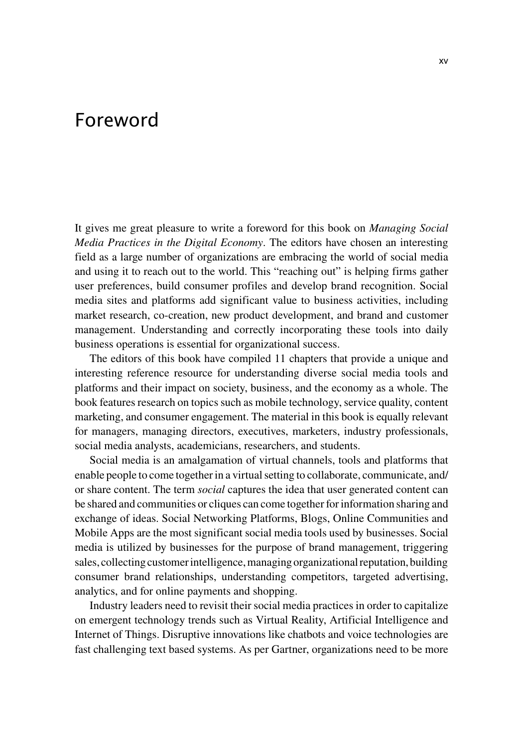# Foreword

It gives me great pleasure to write a foreword for this book on *Managing Social Media Practices in the Digital Economy*. The editors have chosen an interesting field as a large number of organizations are embracing the world of social media and using it to reach out to the world. This "reaching out" is helping firms gather user preferences, build consumer profiles and develop brand recognition. Social media sites and platforms add significant value to business activities, including market research, co-creation, new product development, and brand and customer management. Understanding and correctly incorporating these tools into daily business operations is essential for organizational success.

The editors of this book have compiled 11 chapters that provide a unique and interesting reference resource for understanding diverse social media tools and platforms and their impact on society, business, and the economy as a whole. The book features research on topics such as mobile technology, service quality, content marketing, and consumer engagement. The material in this book is equally relevant for managers, managing directors, executives, marketers, industry professionals, social media analysts, academicians, researchers, and students.

Social media is an amalgamation of virtual channels, tools and platforms that enable people to come together in a virtual setting to collaborate, communicate, and/or share content. The term *social* captures the idea that user generated content can be shared and communities or cliques can come together for information sharing and exchange of ideas. Social Networking Platforms, Blogs, Online Communities and Mobile Apps are the most significant social media tools used by businesses. Social media is utilized by businesses for the purpose of brand management, triggering sales, collecting customer intelligence, managing organizational reputation, building consumer brand relationships, understanding competitors, targeted advertising, analytics, and for online payments and shopping.

Industry leaders need to revisit their social media practices in order to capitalize on emergent technology trends such as Virtual Reality, Artificial Intelligence and Internet of Things. Disruptive innovations like chatbots and voice technologies are fast challenging text based systems. As per Gartner, organizations need to be more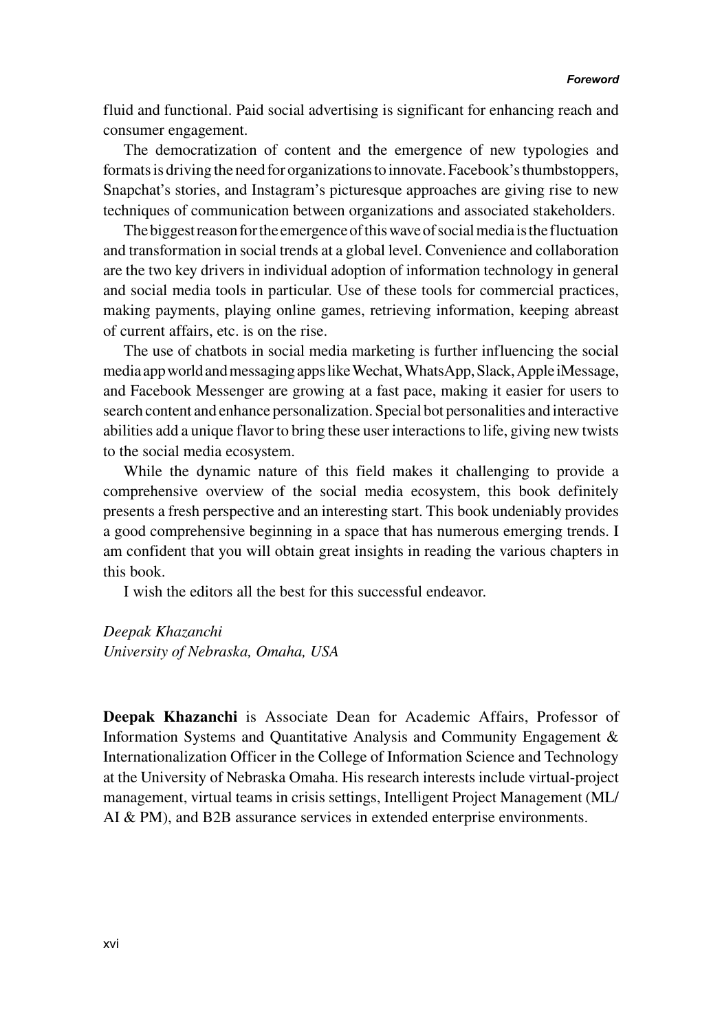fluid and functional. Paid social advertising is significant for enhancing reach and consumer engagement.

The democratization of content and the emergence of new typologies and formats is driving the need for organizations to innovate. Facebook's thumbstoppers, Snapchat's stories, and Instagram's picturesque approaches are giving rise to new techniques of communication between organizations and associated stakeholders.

The biggest reason for the emergence of this wave of social media is the fluctuation and transformation in social trends at a global level. Convenience and collaboration are the two key drivers in individual adoption of information technology in general and social media tools in particular. Use of these tools for commercial practices, making payments, playing online games, retrieving information, keeping abreast of current affairs, etc. is on the rise.

The use of chatbots in social media marketing is further influencing the social media app world and messaging apps like Wechat, WhatsApp, Slack, Apple iMessage, and Facebook Messenger are growing at a fast pace, making it easier for users to search content and enhance personalization. Special bot personalities and interactive abilities add a unique flavor to bring these user interactions to life, giving new twists to the social media ecosystem.

While the dynamic nature of this field makes it challenging to provide a comprehensive overview of the social media ecosystem, this book definitely presents a fresh perspective and an interesting start. This book undeniably provides a good comprehensive beginning in a space that has numerous emerging trends. I am confident that you will obtain great insights in reading the various chapters in this book.

I wish the editors all the best for this successful endeavor.

*Deepak Khazanchi*
*University of Nebraska, Omaha, USA*

**Deepak Khazanchi** is Associate Dean for Academic Affairs, Professor of Information Systems and Quantitative Analysis and Community Engagement & Internationalization Officer in the College of Information Science and Technology at the University of Nebraska Omaha. His research interests include virtual-project management, virtual teams in crisis settings, Intelligent Project Management (ML/AI & PM), and B2B assurance services in extended enterprise environments.